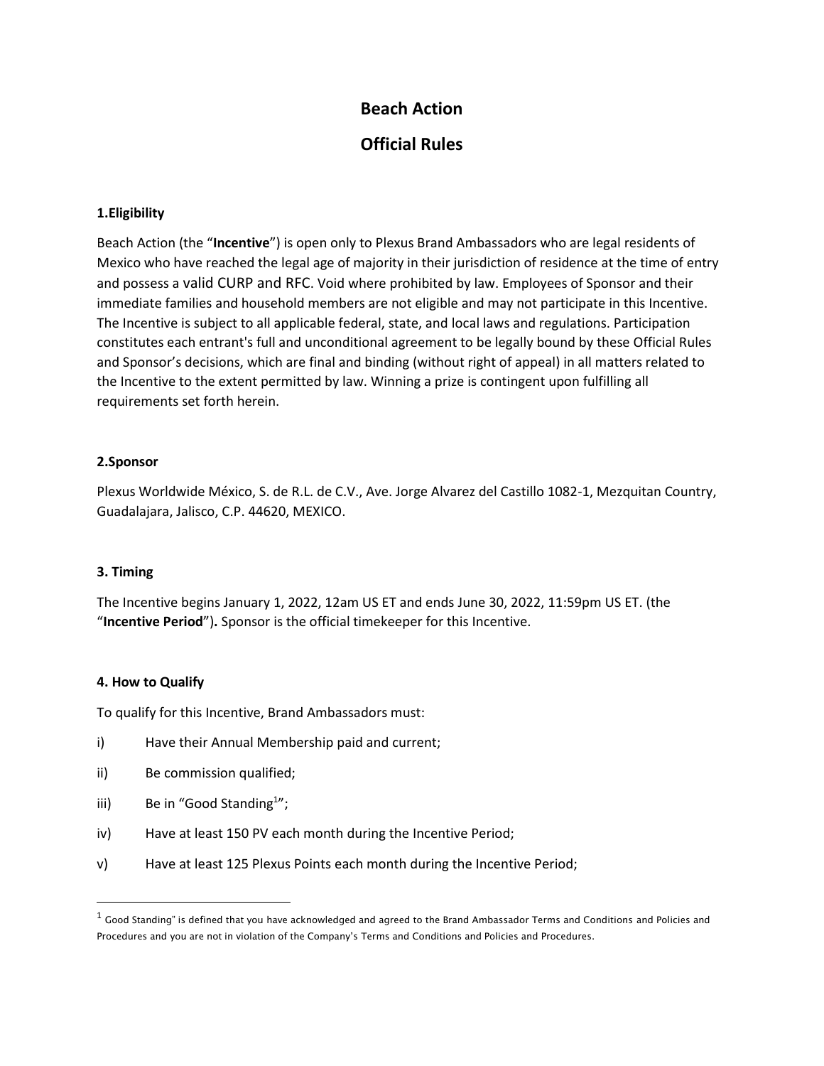# Beach Action

# Official Rules

### 1.Eligibility

Beach Action (the "**Incentive**") is open only to Plexus Brand Ambassadors who are legal residents of Mexico who have reached the legal age of majority in their jurisdiction of residence at the time of entry and possess a valid CURP and RFC. Void where prohibited by law. Employees of Sponsor and their immediate families and household members are not eligible and may not participate in this Incentive. The Incentive is subject to all applicable federal, state, and local laws and regulations. Participation constitutes each entrant's full and unconditional agreement to be legally bound by these Official Rules and Sponsor's decisions, which are final and binding (without right of appeal) in all matters related to the Incentive to the extent permitted by law. Winning a prize is contingent upon fulfilling all requirements set forth herein.

### 2.Sponsor

Plexus Worldwide México, S. de R.L. de C.V., Ave. Jorge Alvarez del Castillo 1082-1, Mezquitan Country, Guadalajara, Jalisco, C.P. 44620, MEXICO.

### 3. Timing

The Incentive begins January 1, 2022, 12am US ET and ends June 30, 2022, 11:59pm US ET. (the "**Incentive Period**")**.** Sponsor is the official timekeeper for this Incentive.

### 4. How to Qualify

To qualify for this Incentive, Brand Ambassadors must:

i) Have their Annual Membership paid and current;

ii) Be commission qualified;

iii) Be in "Good Standing[1]";

iv) Have at least 150 PV each month during the Incentive Period;

v) Have at least 125 Plexus Points each month during the Incentive Period;

---

[1] Good Standing" is defined that you have acknowledged and agreed to the Brand Ambassador Terms and Conditions and Policies and Procedures and you are not in violation of the Company's Terms and Conditions and Policies and Procedures.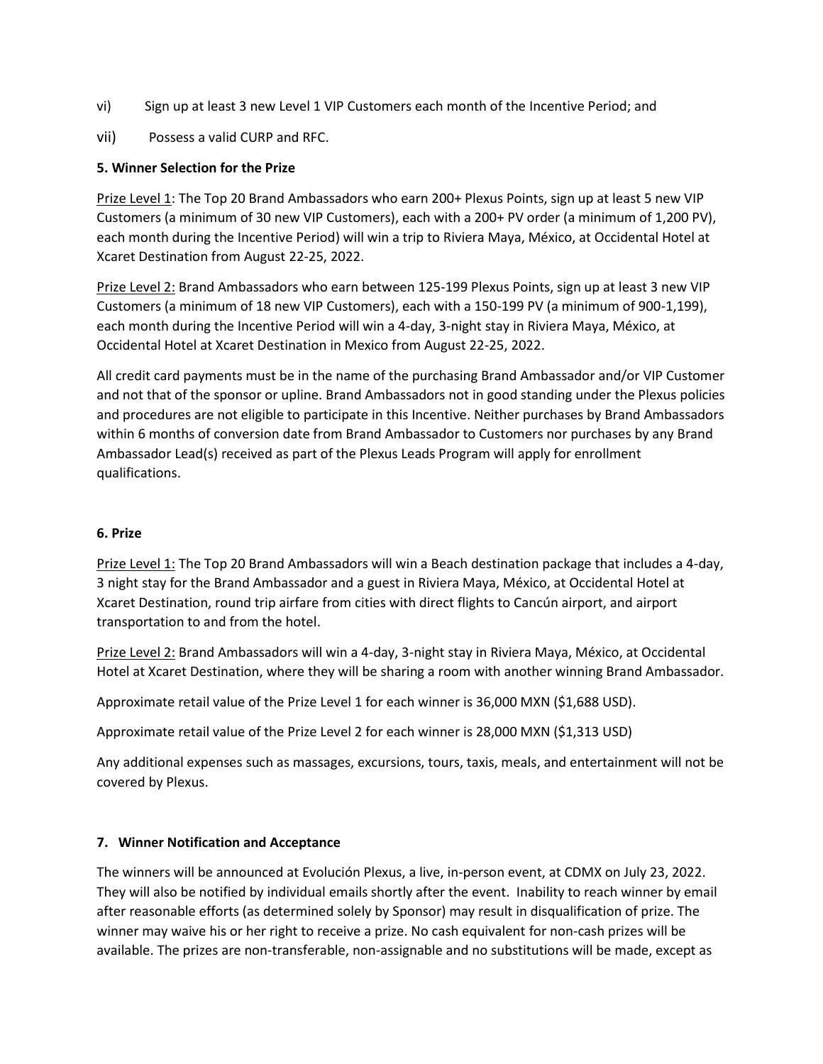vi) Sign up at least 3 new Level 1 VIP Customers each month of the Incentive Period; and

vii) Possess a valid CURP and RFC.

**5. Winner Selection for the Prize**

Prize Level 1: The Top 20 Brand Ambassadors who earn 200+ Plexus Points, sign up at least 5 new VIP Customers (a minimum of 30 new VIP Customers), each with a 200+ PV order (a minimum of 1,200 PV), each month during the Incentive Period) will win a trip to Riviera Maya, México, at Occidental Hotel at Xcaret Destination from August 22-25, 2022.

Prize Level 2: Brand Ambassadors who earn between 125-199 Plexus Points, sign up at least 3 new VIP Customers (a minimum of 18 new VIP Customers), each with a 150-199 PV (a minimum of 900-1,199), each month during the Incentive Period will win a 4-day, 3-night stay in Riviera Maya, México, at Occidental Hotel at Xcaret Destination in Mexico from August 22-25, 2022.

All credit card payments must be in the name of the purchasing Brand Ambassador and/or VIP Customer and not that of the sponsor or upline. Brand Ambassadors not in good standing under the Plexus policies and procedures are not eligible to participate in this Incentive. Neither purchases by Brand Ambassadors within 6 months of conversion date from Brand Ambassador to Customers nor purchases by any Brand Ambassador Lead(s) received as part of the Plexus Leads Program will apply for enrollment qualifications.

**6. Prize**

Prize Level 1: The Top 20 Brand Ambassadors will win a Beach destination package that includes a 4-day, 3 night stay for the Brand Ambassador and a guest in Riviera Maya, México, at Occidental Hotel at Xcaret Destination, round trip airfare from cities with direct flights to Cancún airport, and airport transportation to and from the hotel.

Prize Level 2: Brand Ambassadors will win a 4-day, 3-night stay in Riviera Maya, México, at Occidental Hotel at Xcaret Destination, where they will be sharing a room with another winning Brand Ambassador.

Approximate retail value of the Prize Level 1 for each winner is 36,000 MXN ($1,688 USD).

Approximate retail value of the Prize Level 2 for each winner is 28,000 MXN ($1,313 USD)

Any additional expenses such as massages, excursions, tours, taxis, meals, and entertainment will not be covered by Plexus.

**7. Winner Notification and Acceptance**

The winners will be announced at Evolución Plexus, a live, in-person event, at CDMX on July 23, 2022. They will also be notified by individual emails shortly after the event. Inability to reach winner by email after reasonable efforts (as determined solely by Sponsor) may result in disqualification of prize. The winner may waive his or her right to receive a prize. No cash equivalent for non-cash prizes will be available. The prizes are non-transferable, non-assignable and no substitutions will be made, except as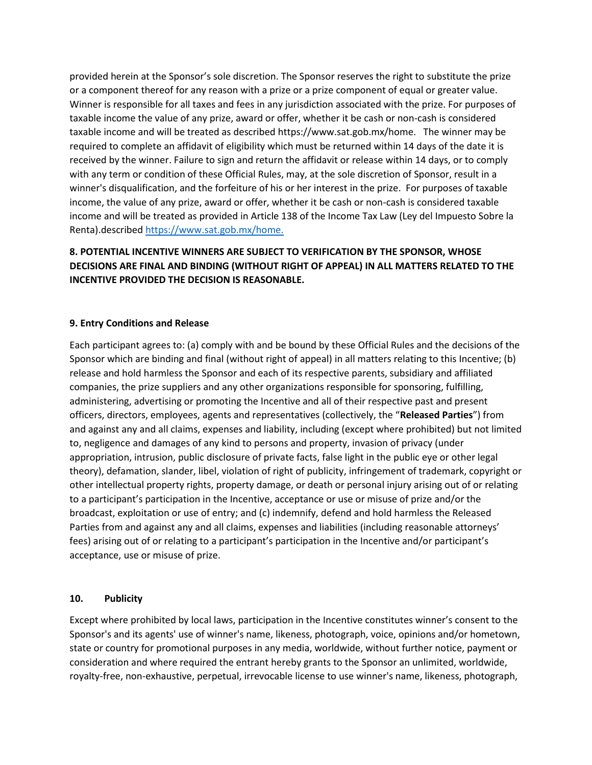provided herein at the Sponsor's sole discretion. The Sponsor reserves the right to substitute the prize or a component thereof for any reason with a prize or a prize component of equal or greater value. Winner is responsible for all taxes and fees in any jurisdiction associated with the prize. For purposes of taxable income the value of any prize, award or offer, whether it be cash or non-cash is considered taxable income and will be treated as described https://www.sat.gob.mx/home. The winner may be required to complete an affidavit of eligibility which must be returned within 14 days of the date it is received by the winner. Failure to sign and return the affidavit or release within 14 days, or to comply with any term or condition of these Official Rules, may, at the sole discretion of Sponsor, result in a winner's disqualification, and the forfeiture of his or her interest in the prize. For purposes of taxable income, the value of any prize, award or offer, whether it be cash or non-cash is considered taxable income and will be treated as provided in Article 138 of the Income Tax Law (Ley del Impuesto Sobre la Renta).described [https://www.sat.gob.mx/home.](https://www.sat.gob.mx/home)

**8. POTENTIAL INCENTIVE WINNERS ARE SUBJECT TO VERIFICATION BY THE SPONSOR, WHOSE DECISIONS ARE FINAL AND BINDING (WITHOUT RIGHT OF APPEAL) IN ALL MATTERS RELATED TO THE INCENTIVE PROVIDED THE DECISION IS REASONABLE.**

**9. Entry Conditions and Release**

Each participant agrees to: (a) comply with and be bound by these Official Rules and the decisions of the Sponsor which are binding and final (without right of appeal) in all matters relating to this Incentive; (b) release and hold harmless the Sponsor and each of its respective parents, subsidiary and affiliated companies, the prize suppliers and any other organizations responsible for sponsoring, fulfilling, administering, advertising or promoting the Incentive and all of their respective past and present officers, directors, employees, agents and representatives (collectively, the "**Released Parties**") from and against any and all claims, expenses and liability, including (except where prohibited) but not limited to, negligence and damages of any kind to persons and property, invasion of privacy (under appropriation, intrusion, public disclosure of private facts, false light in the public eye or other legal theory), defamation, slander, libel, violation of right of publicity, infringement of trademark, copyright or other intellectual property rights, property damage, or death or personal injury arising out of or relating to a participant's participation in the Incentive, acceptance or use or misuse of prize and/or the broadcast, exploitation or use of entry; and (c) indemnify, defend and hold harmless the Released Parties from and against any and all claims, expenses and liabilities (including reasonable attorneys' fees) arising out of or relating to a participant's participation in the Incentive and/or participant's acceptance, use or misuse of prize.

**10. Publicity**

Except where prohibited by local laws, participation in the Incentive constitutes winner's consent to the Sponsor's and its agents' use of winner's name, likeness, photograph, voice, opinions and/or hometown, state or country for promotional purposes in any media, worldwide, without further notice, payment or consideration and where required the entrant hereby grants to the Sponsor an unlimited, worldwide, royalty-free, non-exhaustive, perpetual, irrevocable license to use winner's name, likeness, photograph,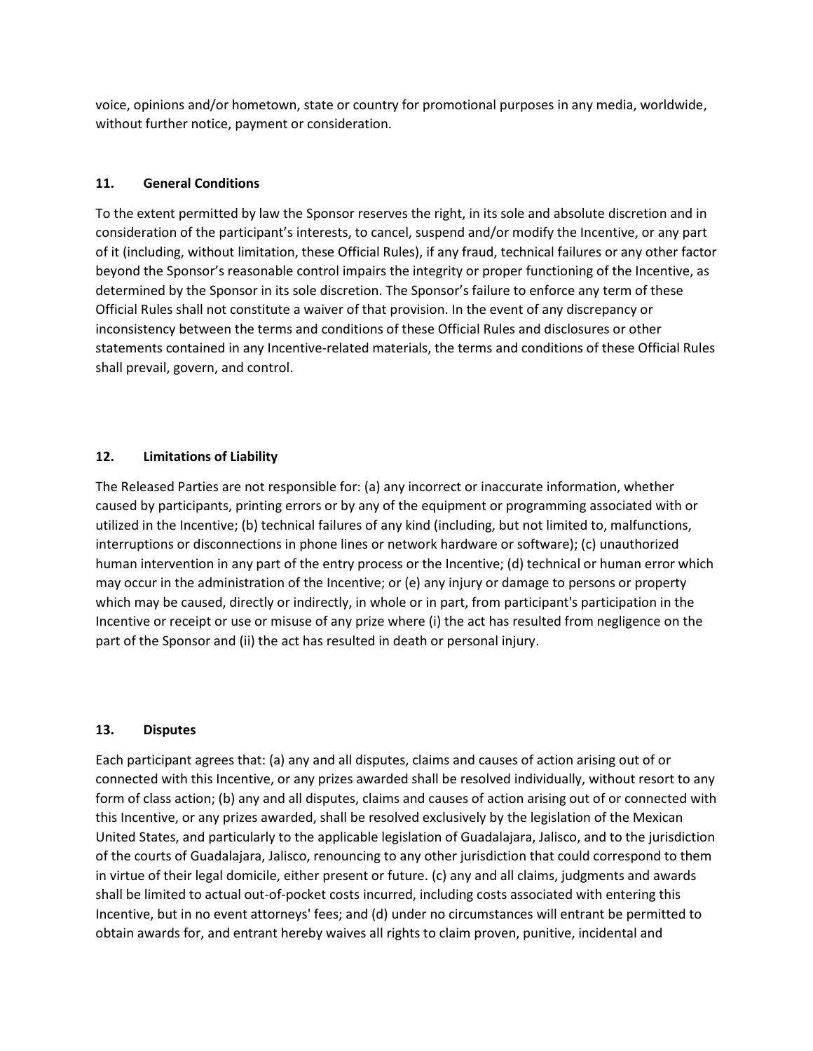voice, opinions and/or hometown, state or country for promotional purposes in any media, worldwide, without further notice, payment or consideration.

## 11. General Conditions

To the extent permitted by law the Sponsor reserves the right, in its sole and absolute discretion and in consideration of the participant's interests, to cancel, suspend and/or modify the Incentive, or any part of it (including, without limitation, these Official Rules), if any fraud, technical failures or any other factor beyond the Sponsor's reasonable control impairs the integrity or proper functioning of the Incentive, as determined by the Sponsor in its sole discretion. The Sponsor's failure to enforce any term of these Official Rules shall not constitute a waiver of that provision. In the event of any discrepancy or inconsistency between the terms and conditions of these Official Rules and disclosures or other statements contained in any Incentive-related materials, the terms and conditions of these Official Rules shall prevail, govern, and control.

## 12. Limitations of Liability

The Released Parties are not responsible for: (a) any incorrect or inaccurate information, whether caused by participants, printing errors or by any of the equipment or programming associated with or utilized in the Incentive; (b) technical failures of any kind (including, but not limited to, malfunctions, interruptions or disconnections in phone lines or network hardware or software); (c) unauthorized human intervention in any part of the entry process or the Incentive; (d) technical or human error which may occur in the administration of the Incentive; or (e) any injury or damage to persons or property which may be caused, directly or indirectly, in whole or in part, from participant's participation in the Incentive or receipt or use or misuse of any prize where (i) the act has resulted from negligence on the part of the Sponsor and (ii) the act has resulted in death or personal injury.

## 13. Disputes

Each participant agrees that: (a) any and all disputes, claims and causes of action arising out of or connected with this Incentive, or any prizes awarded shall be resolved individually, without resort to any form of class action; (b) any and all disputes, claims and causes of action arising out of or connected with this Incentive, or any prizes awarded, shall be resolved exclusively by the legislation of the Mexican United States, and particularly to the applicable legislation of Guadalajara, Jalisco, and to the jurisdiction of the courts of Guadalajara, Jalisco, renouncing to any other jurisdiction that could correspond to them in virtue of their legal domicile, either present or future. (c) any and all claims, judgments and awards shall be limited to actual out-of-pocket costs incurred, including costs associated with entering this Incentive, but in no event attorneys' fees; and (d) under no circumstances will entrant be permitted to obtain awards for, and entrant hereby waives all rights to claim proven, punitive, incidental and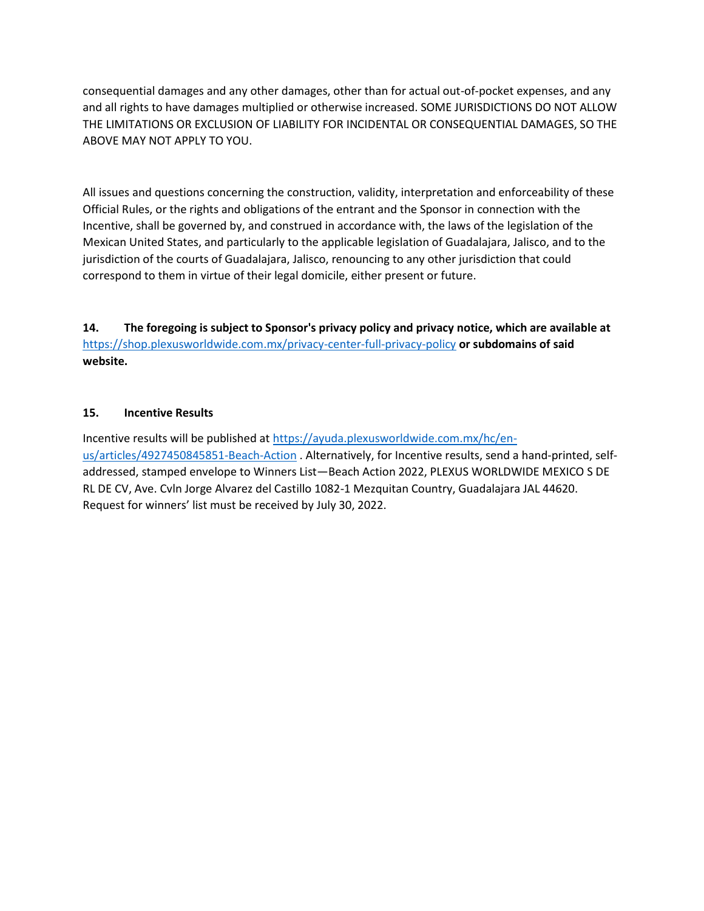consequential damages and any other damages, other than for actual out-of-pocket expenses, and any and all rights to have damages multiplied or otherwise increased. SOME JURISDICTIONS DO NOT ALLOW THE LIMITATIONS OR EXCLUSION OF LIABILITY FOR INCIDENTAL OR CONSEQUENTIAL DAMAGES, SO THE ABOVE MAY NOT APPLY TO YOU.

All issues and questions concerning the construction, validity, interpretation and enforceability of these Official Rules, or the rights and obligations of the entrant and the Sponsor in connection with the Incentive, shall be governed by, and construed in accordance with, the laws of the legislation of the Mexican United States, and particularly to the applicable legislation of Guadalajara, Jalisco, and to the jurisdiction of the courts of Guadalajara, Jalisco, renouncing to any other jurisdiction that could correspond to them in virtue of their legal domicile, either present or future.

**14. The foregoing is subject to Sponsor's privacy policy and privacy notice, which are available at** https://shop.plexusworldwide.com.mx/privacy-center-full-privacy-policy **or subdomains of said website.**

**15. Incentive Results**

Incentive results will be published at https://ayuda.plexusworldwide.com.mx/hc/en-us/articles/4927450845851-Beach-Action . Alternatively, for Incentive results, send a hand-printed, self-addressed, stamped envelope to Winners List—Beach Action 2022, PLEXUS WORLDWIDE MEXICO S DE RL DE CV, Ave. Cvln Jorge Alvarez del Castillo 1082-1 Mezquitan Country, Guadalajara JAL 44620. Request for winners' list must be received by July 30, 2022.